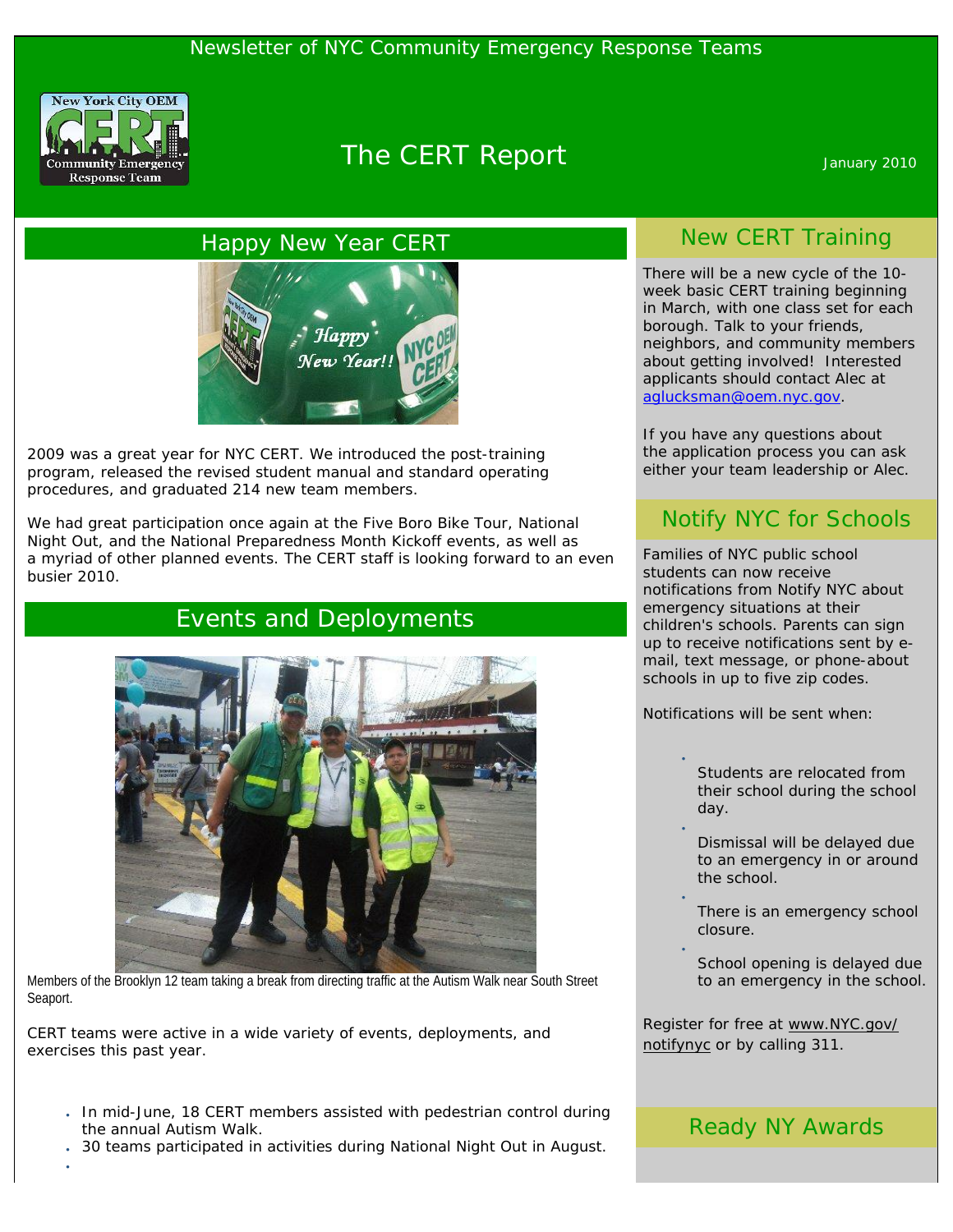Newsletter of NYC Community Emergency Response Teams

# The CERT Report

January 2010

## Happy New Year CERT

2009 was a great year for NYC CERT. We introduced the post-training program, released the revised student manual and standard operating procedures, and graduated 214 new team members.

We had great participation once again at the Five Boro Bike Tour, National Night Out, and the National Preparedness Month Kickoff events, as well as a myriad of other planned events. The CERT staff is looking forward to an even busier 2010.

## Events and Deployments

Members of the Brooklyn 12 team taking a break from directing traffic at the Autism Walk near South Street Seaport.

CERT teams were active in a wide variety of events, deployments, and exercises this past year.

- In mid-June, 18 CERT members assisted with pedestrian control during the annual Autism Walk.
- 30 teams participated in activities during National Night Out in August.

## New CERT Training

There will be a new cycle of the 10-week basic CERT training beginning in March, with one class set for each borough. Talk to your friends, neighbors, and community members about getting involved! Interested applicants should contact Alec at aglucksman@oem.nyc.gov.

If you have any questions about the application process you can ask either your team leadership or Alec.

## Notify NYC for Schools

Families of NYC public school students can now receive notifications from Notify NYC about emergency situations at their children's schools. Parents can sign up to receive notifications sent by e-mail, text message, or phone-about schools in up to five zip codes.

Notifications will be sent when:

- Students are relocated from their school during the school day.
- Dismissal will be delayed due to an emergency in or around the school.
- There is an emergency school closure.
- School opening is delayed due to an emergency in the school.

Register for free at www.NYC.gov/notifynyc or by calling 311.

## Ready NY Awards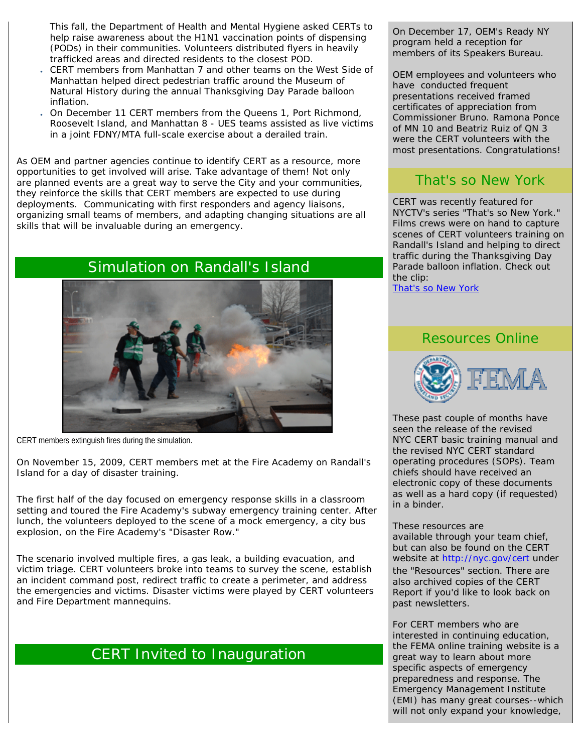This fall, the Department of Health and Mental Hygiene asked CERTs to help raise awareness about the H1N1 vaccination points of dispensing (PODs) in their communities. Volunteers distributed flyers in heavily trafficked areas and directed residents to the closest POD.

- CERT members from Manhattan 7 and other teams on the West Side of Manhattan helped direct pedestrian traffic around the Museum of Natural History during the annual Thanksgiving Day Parade balloon inflation.
- On December 11 CERT members from the Queens 1, Port Richmond, Roosevelt Island, and Manhattan 8 - UES teams assisted as live victims in a joint FDNY/MTA full-scale exercise about a derailed train.

As OEM and partner agencies continue to identify CERT as a resource, more opportunities to get involved will arise. Take advantage of them! Not only are planned events are a great way to serve the City and your communities, they reinforce the skills that CERT members are expected to use during deployments. Communicating with first responders and agency liaisons, organizing small teams of members, and adapting changing situations are all skills that will be invaluable during an emergency.

## Simulation on Randall's Island

CERT members extinguish fires during the simulation.

On November 15, 2009, CERT members met at the Fire Academy on Randall's Island for a day of disaster training.

The first half of the day focused on emergency response skills in a classroom setting and toured the Fire Academy's subway emergency training center. After lunch, the volunteers deployed to the scene of a mock emergency, a city bus explosion, on the Fire Academy's "Disaster Row."

The scenario involved multiple fires, a gas leak, a building evacuation, and victim triage. CERT volunteers broke into teams to survey the scene, establish an incident command post, redirect traffic to create a perimeter, and address the emergencies and victims. Disaster victims were played by CERT volunteers and Fire Department mannequins.

## CERT Invited to Inauguration

On December 17, OEM's Ready NY program held a reception for members of its Speakers Bureau.

OEM employees and volunteers who have conducted frequent presentations received framed certificates of appreciation from Commissioner Bruno. Ramona Ponce of MN 10 and Beatriz Ruiz of QN 3 were the CERT volunteers with the most presentations. Congratulations!

## That's so New York

CERT was recently featured for NYCTV's series "That's so New York." Films crews were on hand to capture scenes of CERT volunteers training on Randall's Island and helping to direct traffic during the Thanksgiving Day Parade balloon inflation. Check out the clip:
[That's so New York]

## Resources Online

These past couple of months have seen the release of the revised NYC CERT basic training manual and the revised NYC CERT standard operating procedures (SOPs). Team chiefs should have received an electronic copy of these documents as well as a hard copy (if requested) in a binder.

These resources are available through your team chief, but can also be found on the CERT website at http://nyc.gov/cert under the "Resources" section. There are also archived copies of the CERT Report if you'd like to look back on past newsletters.

For CERT members who are interested in continuing education, the FEMA online training website is a great way to learn about more specific aspects of emergency preparedness and response. The Emergency Management Institute (EMI) has many great courses--which will not only expand your knowledge,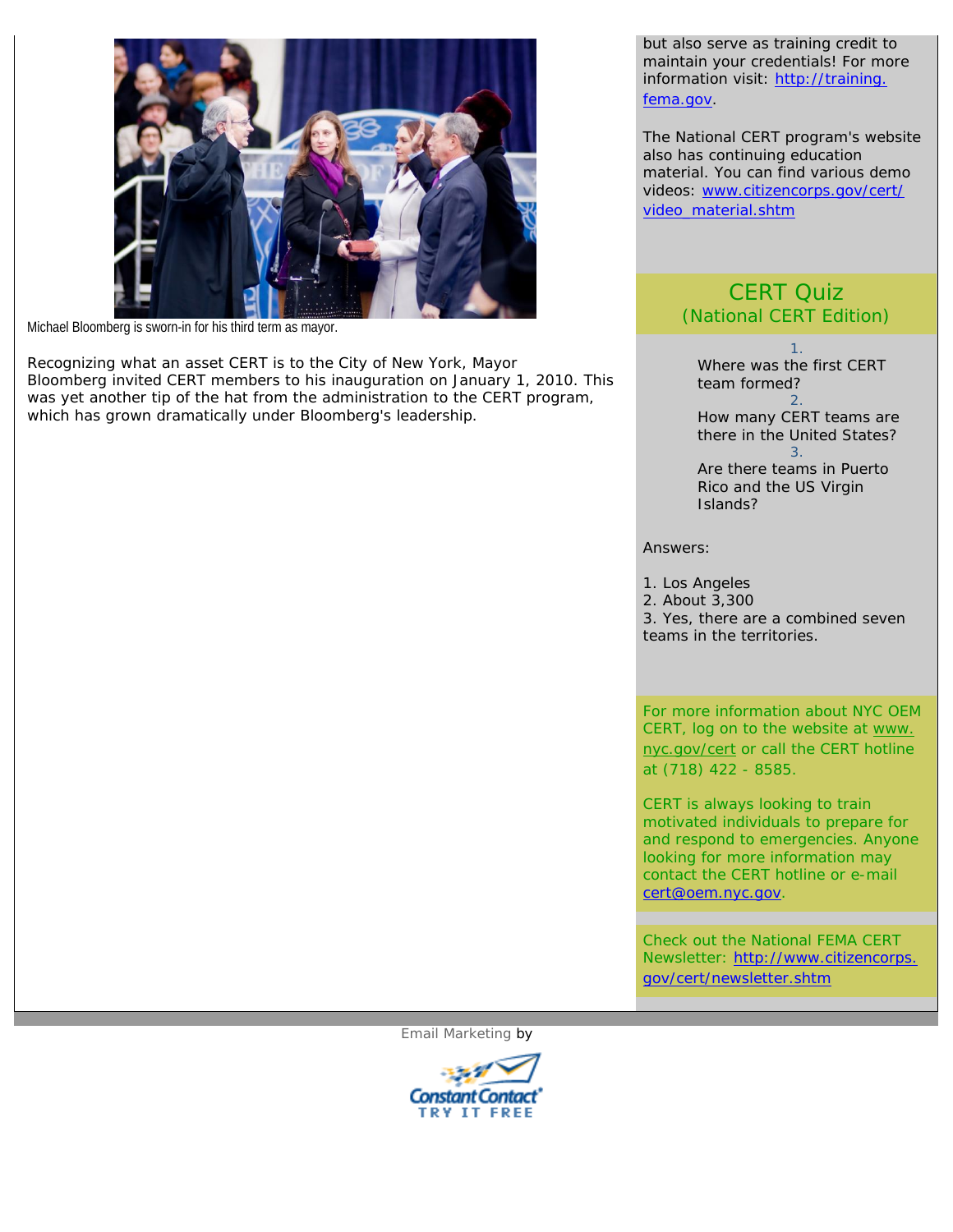Michael Bloomberg is sworn-in for his third term as mayor.

Recognizing what an asset CERT is to the City of New York, Mayor Bloomberg invited CERT members to his inauguration on January 1, 2010. This was yet another tip of the hat from the administration to the CERT program, which has grown dramatically under Bloomberg's leadership.

but also serve as training credit to maintain your credentials! For more information visit: http://training.fema.gov.

The National CERT program's website also has continuing education material. You can find various demo videos: www.citizencorps.gov/cert/video_material.shtm

## CERT Quiz
### (National CERT Edition)

1. Where was the first CERT team formed?
2. How many CERT teams are there in the United States?
3. Are there teams in Puerto Rico and the US Virgin Islands?

Answers:

1. Los Angeles
2. About 3,300
3. Yes, there are a combined seven teams in the territories.

For more information about NYC OEM CERT, log on to the website at www.nyc.gov/cert or call the CERT hotline at (718) 422 - 8585.

CERT is always looking to train motivated individuals to prepare for and respond to emergencies. Anyone looking for more information may contact the CERT hotline or e-mail cert@oem.nyc.gov.

Check out the National FEMA CERT Newsletter: http://www.citizencorps.gov/cert/newsletter.shtm

Email Marketing by

Constant Contact TRY IT FREE